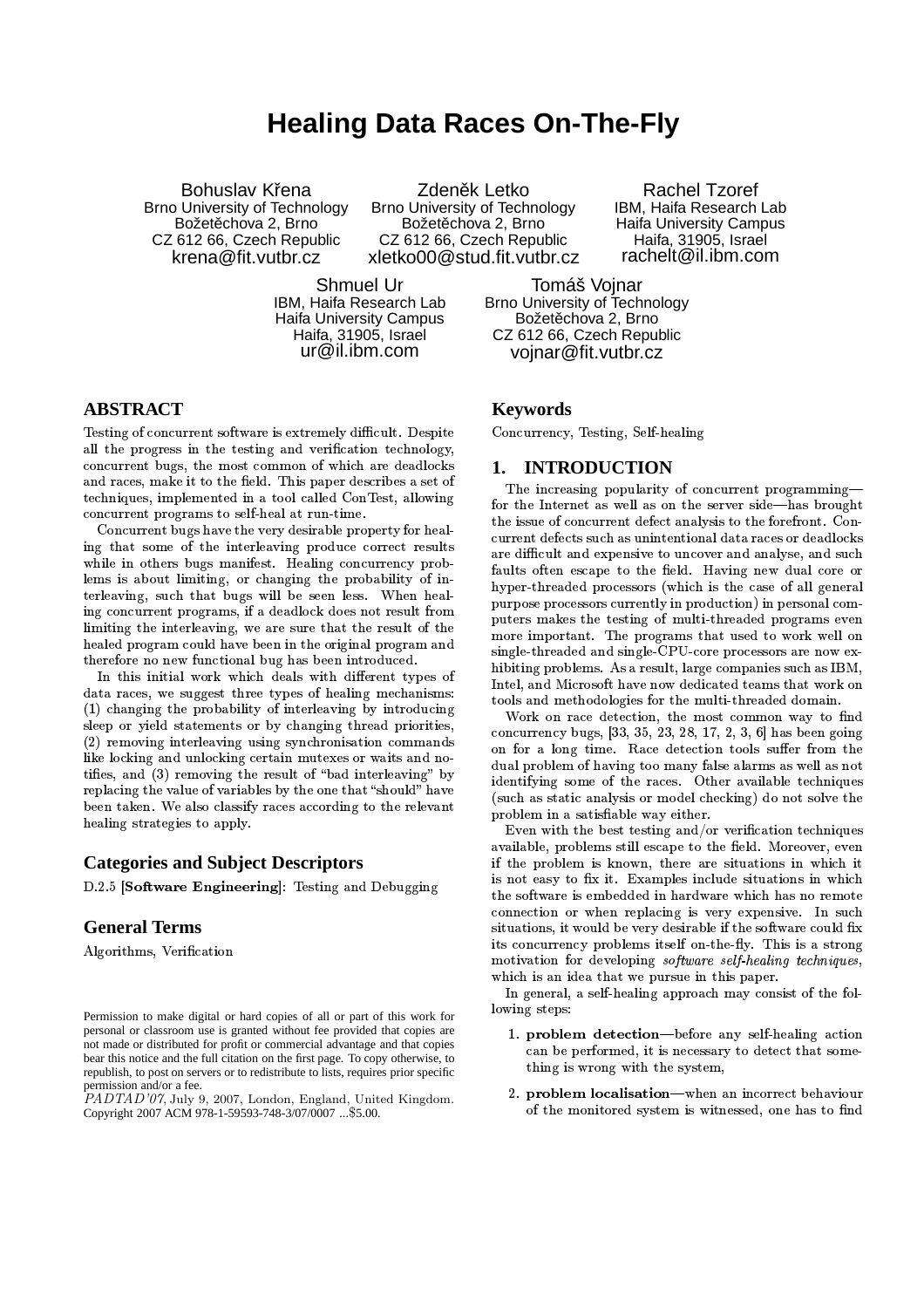# Healing Data Races On-The-Fly

Bohuslav Křena
Brno University of Technology
Božetěchova 2, Brno
CZ 612 66, Czech Republic
krena@fit.vutbr.cz

Zdeněk Letko
Brno University of Technology
Božetěchova 2, Brno
CZ 612 66, Czech Republic
xletko00@stud.fit.vutbr.cz

Rachel Tzoref
IBM, Haifa Research Lab
Haifa University Campus
Haifa, 31905, Israel
rachelt@il.ibm.com

Shmuel Ur
IBM, Haifa Research Lab
Haifa University Campus
Haifa, 31905, Israel
ur@il.ibm.com

Tomáš Vojnar
Brno University of Technology
Božetěchova 2, Brno
CZ 612 66, Czech Republic
vojnar@fit.vutbr.cz

## ABSTRACT

Testing of concurrent software is extremely difficult. Despite all the progress in the testing and verification technology, concurrent bugs, the most common of which are deadlocks and races, make it to the field. This paper describes a set of techniques, implemented in a tool called ConTest, allowing concurrent programs to self-heal at run-time.

Concurrent bugs have the very desirable property for healing that some of the interleaving produce correct results while in others bugs manifest. Healing concurrency problems is about limiting, or changing the probability of interleaving, such that bugs will be seen less. When healing concurrent programs, if a deadlock does not result from limiting the interleaving, we are sure that the result of the healed program could have been in the original program and therefore no new functional bug has been introduced.

In this initial work which deals with different types of data races, we suggest three types of healing mechanisms: (1) changing the probability of interleaving by introducing sleep or yield statements or by changing thread priorities, (2) removing interleaving using synchronisation commands like locking and unlocking certain mutexes or waits and notifies, and (3) removing the result of "bad interleaving" by replacing the value of variables by the one that "should" have been taken. We also classify races according to the relevant healing strategies to apply.

### Categories and Subject Descriptors

D.2.5 [**Software Engineering**]: Testing and Debugging

### General Terms

Algorithms, Verification

Permission to make digital or hard copies of all or part of this work for personal or classroom use is granted without fee provided that copies are not made or distributed for profit or commercial advantage and that copies bear this notice and the full citation on the first page. To copy otherwise, to republish, to post on servers or to redistribute to lists, requires prior specific permission and/or a fee.
*PADTAD'07*, July 9, 2007, London, England, United Kingdom.
Copyright 2007 ACM 978-1-59593-748-3/07/0007 ...$5.00.

### Keywords

Concurrency, Testing, Self-healing

## 1. INTRODUCTION

The increasing popularity of concurrent programming—for the Internet as well as on the server side—has brought the issue of concurrent defect analysis to the forefront. Concurrent defects such as unintentional data races or deadlocks are difficult and expensive to uncover and analyse, and such faults often escape to the field. Having new dual core or hyper-threaded processors (which is the case of all general purpose processors currently in production) in personal computers makes the testing of multi-threaded programs even more important. The programs that used to work well on single-threaded and single-CPU-core processors are now exhibiting problems. As a result, large companies such as IBM, Intel, and Microsoft have now dedicated teams that work on tools and methodologies for the multi-threaded domain.

Work on race detection, the most common way to find concurrency bugs, [33, 35, 23, 28, 17, 2, 3, 6] has been going on for a long time. Race detection tools suffer from the dual problem of having too many false alarms as well as not identifying some of the races. Other available techniques (such as static analysis or model checking) do not solve the problem in a satisfiable way either.

Even with the best testing and/or verification techniques available, problems still escape to the field. Moreover, even if the problem is known, there are situations in which it is not easy to fix it. Examples include situations in which the software is embedded in hardware which has no remote connection or when replacing is very expensive. In such situations, it would be very desirable if the software could fix its concurrency problems itself on-the-fly. This is a strong motivation for developing *software self-healing techniques*, which is an idea that we pursue in this paper.

In general, a self-healing approach may consist of the following steps:

1. **problem detection**—before any self-healing action can be performed, it is necessary to detect that something is wrong with the system,
2. **problem localisation**—when an incorrect behaviour of the monitored system is witnessed, one has to find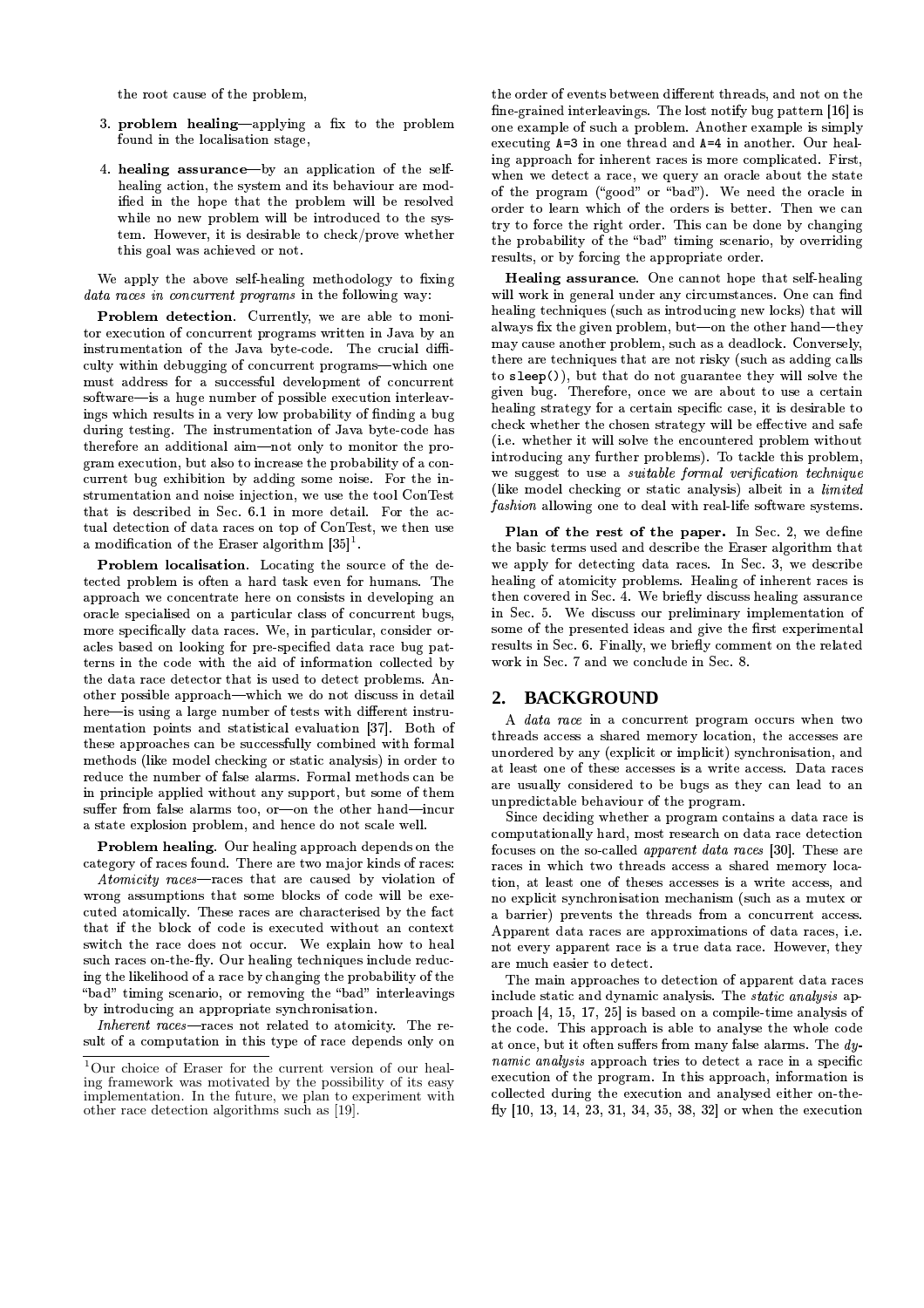the root cause of the problem,

3. **problem healing**—applying a fix to the problem found in the localisation stage,

4. **healing assurance**—by an application of the self-healing action, the system and its behaviour are modified in the hope that the problem will be resolved while no new problem will be introduced to the system. However, it is desirable to check/prove whether this goal was achieved or not.

We apply the above self-healing methodology to fixing *data races in concurrent programs* in the following way:

**Problem detection**. Currently, we are able to monitor execution of concurrent programs written in Java by an instrumentation of the Java byte-code. The crucial difficulty within debugging of concurrent programs—which one must address for a successful development of concurrent software—is a huge number of possible execution interleavings which results in a very low probability of finding a bug during testing. The instrumentation of Java byte-code has therefore an additional aim—not only to monitor the program execution, but also to increase the probability of a concurrent bug exhibition by adding some noise. For the instrumentation and noise injection, we use the tool ConTest that is described in Sec. 6.1 in more detail. For the actual detection of data races on top of ConTest, we then use a modification of the Eraser algorithm [35][1].

**Problem localisation**. Locating the source of the detected problem is often a hard task even for humans. The approach we concentrate here on consists in developing an oracle specialised on a particular class of concurrent bugs, more specifically data races. We, in particular, consider oracles based on looking for pre-specified data race bug patterns in the code with the aid of information collected by the data race detector that is used to detect problems. Another possible approach—which we do not discuss in detail here—is using a large number of tests with different instrumentation points and statistical evaluation [37]. Both of these approaches can be successfully combined with formal methods (like model checking or static analysis) in order to reduce the number of false alarms. Formal methods can be in principle applied without any support, but some of them suffer from false alarms too, or—on the other hand—incur a state explosion problem, and hence do not scale well.

**Problem healing**. Our healing approach depends on the category of races found. There are two major kinds of races:

*Atomicity races*—races that are caused by violation of wrong assumptions that some blocks of code will be executed atomically. These races are characterised by the fact that if the block of code is executed without an context switch the race does not occur. We explain how to heal such races on-the-fly. Our healing techniques include reducing the likelihood of a race by changing the probability of the "bad" timing scenario, or removing the "bad" interleavings by introducing an appropriate synchronisation.

*Inherent races*—races not related to atomicity. The result of a computation in this type of race depends only on the order of events between different threads, and not on the fine-grained interleavings. The lost notify bug pattern [16] is one example of such a problem. Another example is simply executing `A=3` in one thread and `A=4` in another. Our healing approach for inherent races is more complicated. First, when we detect a race, we query an oracle about the state of the program ("good" or "bad"). We need the oracle in order to learn which of the orders is better. Then we can try to force the right order. This can be done by changing the probability of the "bad" timing scenario, by overriding results, or by forcing the appropriate order.

**Healing assurance**. One cannot hope that self-healing will work in general under any circumstances. One can find healing techniques (such as introducing new locks) that will always fix the given problem, but—on the other hand—they may cause another problem, such as a deadlock. Conversely, there are techniques that are not risky (such as adding calls to `sleep()`), but that do not guarantee they will solve the given bug. Therefore, once we are about to use a certain healing strategy for a certain specific case, it is desirable to check whether the chosen strategy will be effective and safe (i.e. whether it will solve the encountered problem without introducing any further problems). To tackle this problem, we suggest to use a *suitable formal verification technique* (like model checking or static analysis) albeit in a *limited fashion* allowing one to deal with real-life software systems.

**Plan of the rest of the paper.** In Sec. 2, we define the basic terms used and describe the Eraser algorithm that we apply for detecting data races. In Sec. 3, we describe healing of atomicity problems. Healing of inherent races is then covered in Sec. 4. We briefly discuss healing assurance in Sec. 5. We discuss our preliminary implementation of some of the presented ideas and give the first experimental results in Sec. 6. Finally, we briefly comment on the related work in Sec. 7 and we conclude in Sec. 8.

## 2. BACKGROUND

A *data race* in a concurrent program occurs when two threads access a shared memory location, the accesses are unordered by any (explicit or implicit) synchronisation, and at least one of these accesses is a write access. Data races are usually considered to be bugs as they can lead to an unpredictable behaviour of the program.

Since deciding whether a program contains a data race is computationally hard, most research on data race detection focuses on the so-called *apparent data races* [30]. These are races in which two threads access a shared memory location, at least one of theses accesses is a write access, and no explicit synchronisation mechanism (such as a mutex or a barrier) prevents the threads from a concurrent access. Apparent data races are approximations of data races, i.e. not every apparent race is a true data race. However, they are much easier to detect.

The main approaches to detection of apparent data races include static and dynamic analysis. The *static analysis* approach [4, 15, 17, 25] is based on a compile-time analysis of the code. This approach is able to analyse the whole code at once, but it often suffers from many false alarms. The *dynamic analysis* approach tries to detect a race in a specific execution of the program. In this approach, information is collected during the execution and analysed either on-the-fly [10, 13, 14, 23, 31, 34, 35, 38, 32] or when the execution

[1] Our choice of Eraser for the current version of our healing framework was motivated by the possibility of its easy implementation. In the future, we plan to experiment with other race detection algorithms such as [19].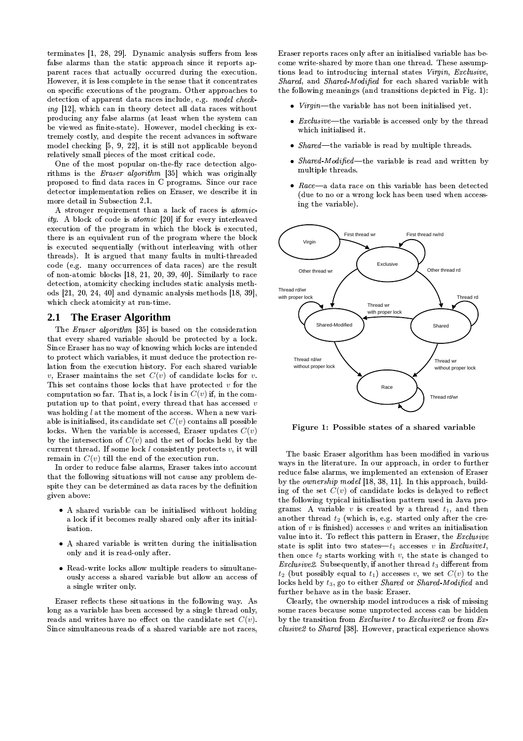terminates [1, 28, 29]. Dynamic analysis suffers from less false alarms than the static approach since it reports apparent races that actually occurred during the execution. However, it is less complete in the sense that it concentrates on specific executions of the program. Other approaches to detection of apparent data races include, e.g. *model checking* [12], which can in theory detect all data races without producing any false alarms (at least when the system can be viewed as finite-state). However, model checking is extremely costly, and despite the recent advances in software model checking [5, 9, 22], it is still not applicable beyond relatively small pieces of the most critical code.

One of the most popular on-the-fly race detection algorithms is the *Eraser algorithm* [35] which was originally proposed to find data races in C programs. Since our race detector implementation relies on Eraser, we describe it in more detail in Subsection 2.1.

A stronger requirement than a lack of races is *atomicity*. A block of code is *atomic* [20] if for every interleaved execution of the program in which the block is executed, there is an equivalent run of the program where the block is executed sequentially (without interleaving with other threads). It is argued that many faults in multi-threaded code (e.g. many occurrences of data races) are the result of non-atomic blocks [18, 21, 20, 39, 40]. Similarly to race detection, atomicity checking includes static analysis methods [21, 20, 24, 40] and dynamic analysis methods [18, 39], which check atomicity at run-time.

## 2.1 The Eraser Algorithm

The *Eraser algorithm* [35] is based on the consideration that every shared variable should be protected by a lock. Since Eraser has no way of knowing which locks are intended to protect which variables, it must deduce the protection relation from the execution history. For each shared variable $v$, Eraser maintains the set $C(v)$ of candidate locks for $v$. This set contains those locks that have protected $v$ for the computation so far. That is, a lock $l$ is in $C(v)$ if, in the computation up to that point, every thread that has accessed $v$ was holding $l$ at the moment of the access. When a new variable is initialised, its candidate set $C(v)$ contains all possible locks. When the variable is accessed, Eraser updates $C(v)$ by the intersection of $C(v)$ and the set of locks held by the current thread. If some lock $l$ consistently protects $v$, it will remain in $C(v)$ till the end of the execution run.

In order to reduce false alarms, Eraser takes into account that the following situations will not cause any problem despite they can be determined as data races by the definition given above:

- A shared variable can be initialised without holding a lock if it becomes really shared only after its initialisation.
- A shared variable is written during the initialisation only and it is read-only after.
- Read-write locks allow multiple readers to simultaneously access a shared variable but allow an access of a single writer only.

Eraser reflects these situations in the following way. As long as a variable has been accessed by a single thread only, reads and writes have no effect on the candidate set $C(v)$. Since simultaneous reads of a shared variable are not races, Eraser reports races only after an initialised variable has become write-shared by more than one thread. These assumptions lead to introducing internal states *Virgin*, *Exclusive*, *Shared*, and *Shared-Modified* for each shared variable with the following meanings (and transitions depicted in Fig. 1):

- *Virgin*—the variable has not been initialised yet.
- *Exclusive*—the variable is accessed only by the thread which initialised it.
- *Shared*—the variable is read by multiple threads.
- *Shared-Modified*—the variable is read and written by multiple threads.
- *Race*—a data race on this variable has been detected (due to no or a wrong lock has been used when accessing the variable).

Virgin
First thread wr
First thread rw/rd
Exclusive
Other thread wr
Other thread rd
Thread rd/wr with proper lock
Thread rd
Thread wr with proper lock
Shared-Modified
Shared
Thread rd/wr without proper lock
Thread wr without proper lock
Race
Thread rd/wr

**Figure 1: Possible states of a shared variable**

The basic Eraser algorithm has been modified in various ways in the literature. In our approach, in order to further reduce false alarms, we implemented an extension of Eraser by the *ownership model* [18, 38, 11]. In this approach, building of the set $C(v)$ of candidate locks is delayed to reflect the following typical initialisation pattern used in Java programs: A variable $v$ is created by a thread $t_1$, and then another thread $t_2$ (which is, e.g. started only after the creation of $v$ is finished) accesses $v$ and writes an initialisation value into it. To reflect this pattern in Eraser, the *Exclusive* state is split into two states—$t_1$ accesses $v$ in *Exclusive1*, then once $t_2$ starts working with $v$, the state is changed to *Exclusive2*. Subsequently, if another thread $t_3$ different from $t_2$ (but possibly equal to $t_1$) accesses $v$, we set $C(v)$ to the locks held by $t_3$, go to either *Shared* or *Shared-Modified* and further behave as in the basic Eraser.

Clearly, the ownership model introduces a risk of missing some races because some unprotected access can be hidden by the transition from *Exclusive1* to *Exclusive2* or from *Exclusive2* to *Shared* [38]. However, practical experience shows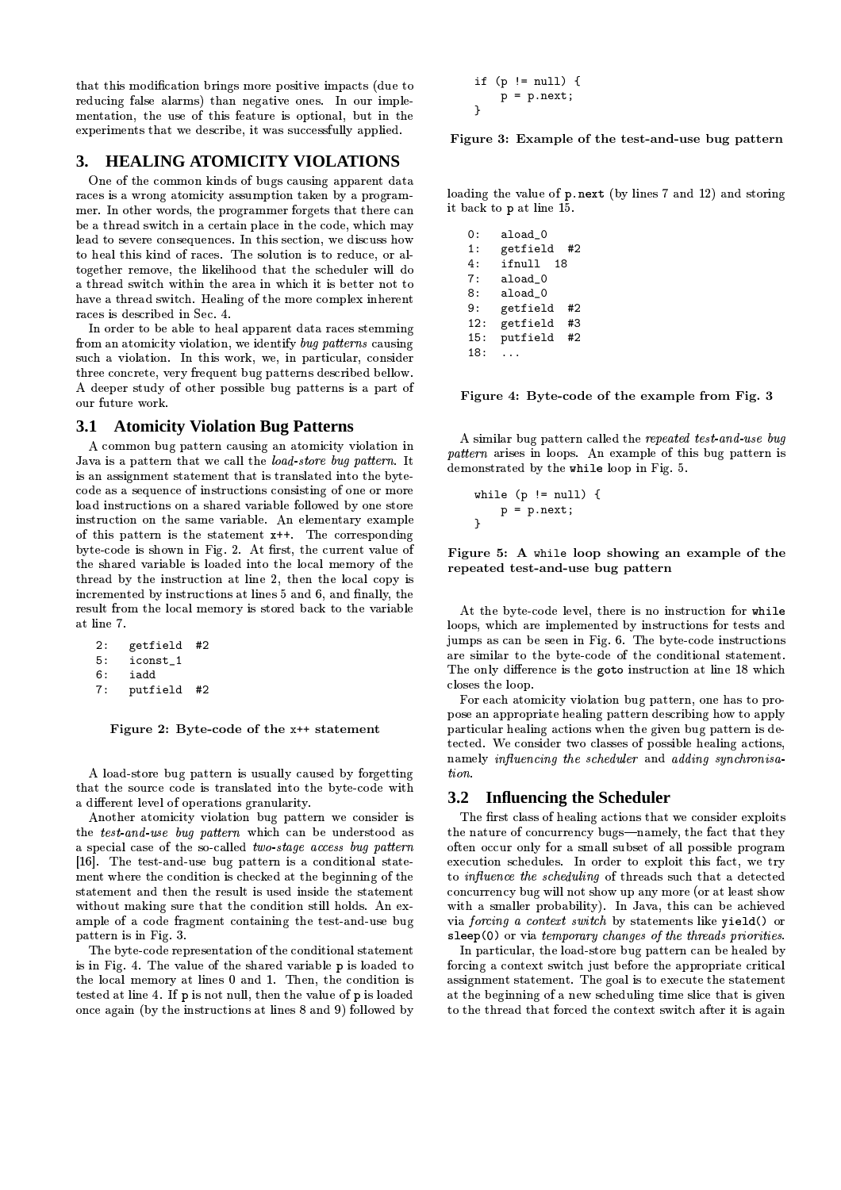that this modification brings more positive impacts (due to reducing false alarms) than negative ones. In our implementation, the use of this feature is optional, but in the experiments that we describe, it was successfully applied.

## 3. HEALING ATOMICITY VIOLATIONS

One of the common kinds of bugs causing apparent data races is a wrong atomicity assumption taken by a programmer. In other words, the programmer forgets that there can be a thread switch in a certain place in the code, which may lead to severe consequences. In this section, we discuss how to heal this kind of races. The solution is to reduce, or altogether remove, the likelihood that the scheduler will do a thread switch within the area in which it is better not to have a thread switch. Healing of the more complex inherent races is described in Sec. 4.

In order to be able to heal apparent data races stemming from an atomicity violation, we identify *bug patterns* causing such a violation. In this work, we, in particular, consider three concrete, very frequent bug patterns described bellow. A deeper study of other possible bug patterns is a part of our future work.

### 3.1 Atomicity Violation Bug Patterns

A common bug pattern causing an atomicity violation in Java is a pattern that we call the *load-store bug pattern*. It is an assignment statement that is translated into the byte-code as a sequence of instructions consisting of one or more load instructions on a shared variable followed by one store instruction on the same variable. An elementary example of this pattern is the statement `x++`. The corresponding byte-code is shown in Fig. 2. At first, the current value of the shared variable is loaded into the local memory of the thread by the instruction at line 2, then the local copy is incremented by instructions at lines 5 and 6, and finally, the result from the local memory is stored back to the variable at line 7.

```
2:   getfield  #2
5:   iconst_1
6:   iadd
7:   putfield  #2
```

**Figure 2: Byte-code of the x++ statement**

A load-store bug pattern is usually caused by forgetting that the source code is translated into the byte-code with a different level of operations granularity.

Another atomicity violation bug pattern we consider is the *test-and-use bug pattern* which can be understood as a special case of the so-called *two-stage access bug pattern* [16]. The test-and-use bug pattern is a conditional statement where the condition is checked at the beginning of the statement and then the result is used inside the statement without making sure that the condition still holds. An example of a code fragment containing the test-and-use bug pattern is in Fig. 3.

```
if (p != null) {
    p = p.next;
}
```

**Figure 3: Example of the test-and-use bug pattern**

The byte-code representation of the conditional statement is in Fig. 4. The value of the shared variable `p` is loaded to the local memory at lines 0 and 1. Then, the condition is tested at line 4. If `p` is not null, then the value of `p` is loaded once again (by the instructions at lines 8 and 9) followed by loading the value of `p.next` (by lines 7 and 12) and storing it back to `p` at line 15.

```
0:   aload_0
1:   getfield  #2
4:   ifnull  18
7:   aload_0
8:   aload_0
9:   getfield  #2
12:  getfield  #3
15:  putfield  #2
18:  ...
```

**Figure 4: Byte-code of the example from Fig. 3**

A similar bug pattern called the *repeated test-and-use bug pattern* arises in loops. An example of this bug pattern is demonstrated by the `while` loop in Fig. 5.

```
while (p != null) {
    p = p.next;
}
```

**Figure 5: A while loop showing an example of the repeated test-and-use bug pattern**

At the byte-code level, there is no instruction for `while` loops, which are implemented by instructions for tests and jumps as can be seen in Fig. 6. The byte-code instructions are similar to the byte-code of the conditional statement. The only difference is the `goto` instruction at line 18 which closes the loop.

For each atomicity violation bug pattern, one has to propose an appropriate healing pattern describing how to apply particular healing actions when the given bug pattern is detected. We consider two classes of possible healing actions, namely *influencing the scheduler* and *adding synchronisation*.

### 3.2 Influencing the Scheduler

The first class of healing actions that we consider exploits the nature of concurrency bugs—namely, the fact that they often occur only for a small subset of all possible program execution schedules. In order to exploit this fact, we try to *influence the scheduling* of threads such that a detected concurrency bug will not show up any more (or at least show with a smaller probability). In Java, this can be achieved via *forcing a context switch* by statements like `yield()` or `sleep(0)` or via *temporary changes of the threads priorities*.

In particular, the load-store bug pattern can be healed by forcing a context switch just before the appropriate critical assignment statement. The goal is to execute the statement at the beginning of a new scheduling time slice that is given to the thread that forced the context switch after it is again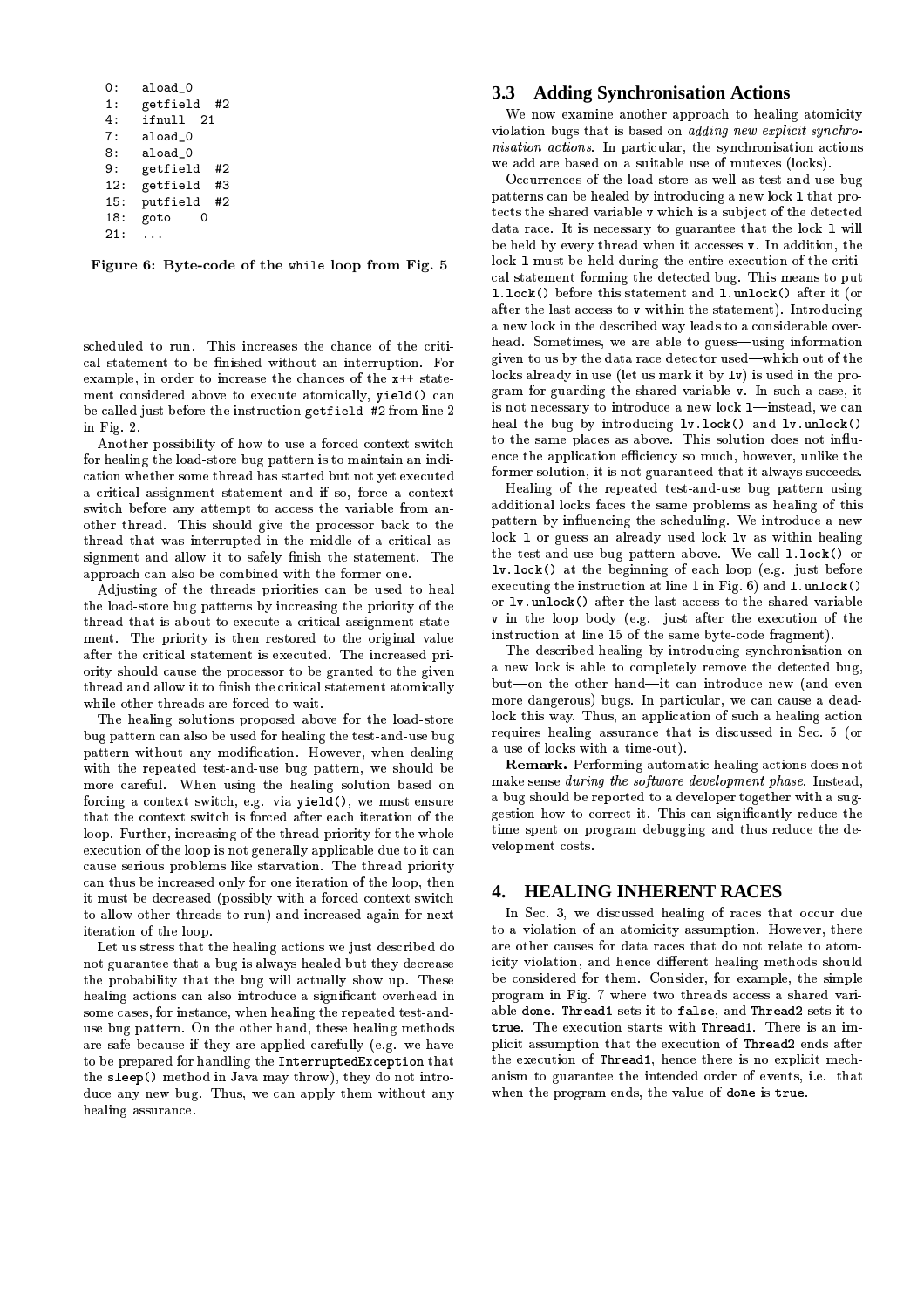```
0:   aload_0
1:   getfield  #2
4:   ifnull  21
7:   aload_0
8:   aload_0
9:   getfield  #2
12:  getfield  #3
15:  putfield  #2
18:  goto    0
21:  ...
```

**Figure 6: Byte-code of the while loop from Fig. 5**

scheduled to run. This increases the chance of the critical statement to be finished without an interruption. For example, in order to increase the chances of the `x++` statement considered above to execute atomically, `yield()` can be called just before the instruction `getfield #2` from line 2 in Fig. 2.

Another possibility of how to use a forced context switch for healing the load-store bug pattern is to maintain an indication whether some thread has started but not yet executed a critical assignment statement and if so, force a context switch before any attempt to access the variable from another thread. This should give the processor back to the thread that was interrupted in the middle of a critical assignment and allow it to safely finish the statement. The approach can also be combined with the former one.

Adjusting of the threads priorities can be used to heal the load-store bug patterns by increasing the priority of the thread that is about to execute a critical assignment statement. The priority is then restored to the original value after the critical statement is executed. The increased priority should cause the processor to be granted to the given thread and allow it to finish the critical statement atomically while other threads are forced to wait.

The healing solutions proposed above for the load-store bug pattern can also be used for healing the test-and-use bug pattern without any modification. However, when dealing with the repeated test-and-use bug pattern, we should be more careful. When using the healing solution based on forcing a context switch, e.g. via `yield()`, we must ensure that the context switch is forced after each iteration of the loop. Further, increasing of the thread priority for the whole execution of the loop is not generally applicable due to it can cause serious problems like starvation. The thread priority can thus be increased only for one iteration of the loop, then it must be decreased (possibly with a forced context switch to allow other threads to run) and increased again for next iteration of the loop.

Let us stress that the healing actions we just described do not guarantee that a bug is always healed but they decrease the probability that the bug will actually show up. These healing actions can also introduce a significant overhead in some cases, for instance, when healing the repeated test-and-use bug pattern. On the other hand, these healing methods are safe because if they are applied carefully (e.g. we have to be prepared for handling the `InterruptedException` that the `sleep()` method in Java may throw), they do not introduce any new bug. Thus, we can apply them without any healing assurance.

### 3.3 Adding Synchronisation Actions

We now examine another approach to healing atomicity violation bugs that is based on *adding new explicit synchronisation actions*. In particular, the synchronisation actions we add are based on a suitable use of mutexes (locks).

Occurrences of the load-store as well as test-and-use bug patterns can be healed by introducing a new lock `l` that protects the shared variable `v` which is a subject of the detected data race. It is necessary to guarantee that the lock `l` will be held by every thread when it accesses `v`. In addition, the lock `l` must be held during the entire execution of the critical statement forming the detected bug. This means to put `l.lock()` before this statement and `l.unlock()` after it (or after the last access to `v` within the statement). Introducing a new lock in the described way leads to a considerable overhead. Sometimes, we are able to guess—using information given to us by the data race detector used—which out of the locks already in use (let us mark it by `lv`) is used in the program for guarding the shared variable `v`. In such a case, it is not necessary to introduce a new lock `l`—instead, we can heal the bug by introducing `lv.lock()` and `lv.unlock()` to the same places as above. This solution does not influence the application efficiency so much, however, unlike the former solution, it is not guaranteed that it always succeeds.

Healing of the repeated test-and-use bug pattern using additional locks faces the same problems as healing of this pattern by influencing the scheduling. We introduce a new lock `l` or guess an already used lock `lv` as within healing the test-and-use bug pattern above. We call `l.lock()` or `lv.lock()` at the beginning of each loop (e.g. just before executing the instruction at line 1 in Fig. 6) and `l.unlock()` or `lv.unlock()` after the last access to the shared variable `v` in the loop body (e.g. just after the execution of the instruction at line 15 of the same byte-code fragment).

The described healing by introducing synchronisation on a new lock is able to completely remove the detected bug, but—on the other hand—it can introduce new (and even more dangerous) bugs. In particular, we can cause a deadlock this way. Thus, an application of such a healing action requires healing assurance that is discussed in Sec. 5 (or a use of locks with a time-out).

**Remark.** Performing automatic healing actions does not make sense *during the software development phase*. Instead, a bug should be reported to a developer together with a suggestion how to correct it. This can significantly reduce the time spent on program debugging and thus reduce the development costs.

## 4. HEALING INHERENT RACES

In Sec. 3, we discussed healing of races that occur due to a violation of an atomicity assumption. However, there are other causes for data races that do not relate to atomicity violation, and hence different healing methods should be considered for them. Consider, for example, the simple program in Fig. 7 where two threads access a shared variable `done`. `Thread1` sets it to `false`, and `Thread2` sets it to `true`. The execution starts with `Thread1`. There is an implicit assumption that the execution of `Thread2` ends after the execution of `Thread1`, hence there is no explicit mechanism to guarantee the intended order of events, i.e. that when the program ends, the value of `done` is `true`.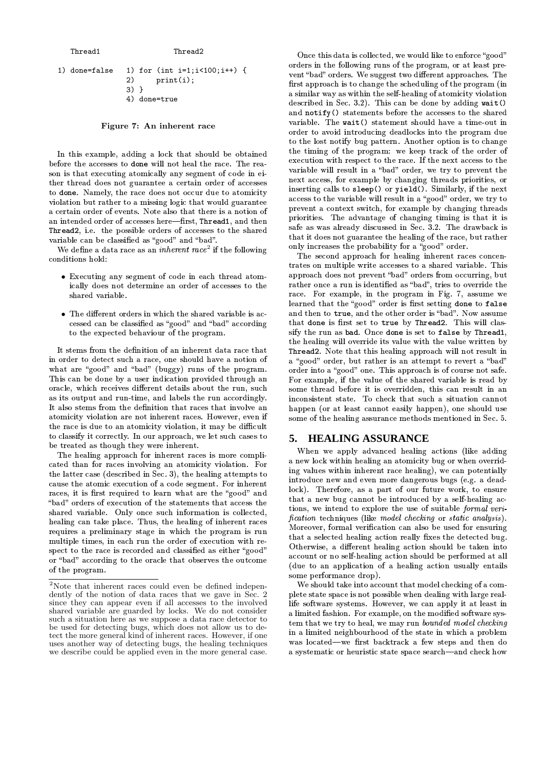```
Thread1                    Thread2

1) done=false    1) for (int i=1;i<100;i++) {
                 2)     print(i);
                 3) }
                 4) done=true
```

**Figure 7: An inherent race**

In this example, adding a lock that should be obtained before the accesses to `done` will not heal the race. The reason is that executing atomically any segment of code in either thread does not guarantee a certain order of accesses to `done`. Namely, the race does not occur due to atomicity violation but rather to a missing logic that would guarantee a certain order of events. Note also that there is a notion of an intended order of accesses here—first, `Thread1`, and then `Thread2`, i.e. the possible orders of accesses to the shared variable can be classified as "good" and "bad".

We define a data race as an *inherent race*[2] if the following conditions hold:

- Executing any segment of code in each thread atomically does not determine an order of accesses to the shared variable.
- The different orders in which the shared variable is accessed can be classified as "good" and "bad" according to the expected behaviour of the program.

It stems from the definition of an inherent data race that in order to detect such a race, one should have a notion of what are "good" and "bad" (buggy) runs of the program. This can be done by a user indication provided through an oracle, which receives different details about the run, such as its output and run-time, and labels the run accordingly. It also stems from the definition that races that involve an atomicity violation are not inherent races. However, even if the race is due to an atomicity violation, it may be difficult to classify it correctly. In our approach, we let such cases to be treated as though they were inherent.

The healing approach for inherent races is more complicated than for races involving an atomicity violation. For the latter case (described in Sec. 3), the healing attempts to cause the atomic execution of a code segment. For inherent races, it is first required to learn what are the "good" and "bad" orders of execution of the statements that access the shared variable. Only once such information is collected, healing can take place. Thus, the healing of inherent races requires a preliminary stage in which the program is run multiple times, in each run the order of execution with respect to the race is recorded and classified as either "good" or "bad" according to the oracle that observes the outcome of the program.

Once this data is collected, we would like to enforce "good" orders in the following runs of the program, or at least prevent "bad" orders. We suggest two different approaches. The first approach is to change the scheduling of the program (in a similar way as within the self-healing of atomicity violation described in Sec. 3.2). This can be done by adding `wait()` and `notify()` statements before the accesses to the shared variable. The `wait()` statement should have a time-out in order to avoid introducing deadlocks into the program due to the lost notify bug pattern. Another option is to change the timing of the program: we keep track of the order of execution with respect to the race. If the next access to the variable will result in a "bad" order, we try to prevent the next access, for example by changing threads priorities, or inserting calls to `sleep()` or `yield()`. Similarly, if the next access to the variable will result in a "good" order, we try to prevent a context switch, for example by changing threads priorities. The advantage of changing timing is that it is safe as was already discussed in Sec. 3.2. The drawback is that it does not guarantee the healing of the race, but rather only increases the probability for a "good" order.

The second approach for healing inherent races concentrates on multiple write accesses to a shared variable. This approach does not prevent "bad" orders from occurring, but rather once a run is identified as "bad", tries to override the race. For example, in the program in Fig. 7, assume we learned that the "good" order is first setting `done` to `false` and then to `true`, and the other order is "bad". Now assume that `done` is first set to `true` by `Thread2`. This will classify the run as `bad`. Once `done` is set to `false` by `Thread1`, the healing will override its value with the value written by `Thread2`. Note that this healing approach will not result in a "good" order, but rather is an attempt to revert a "bad" order into a "good" one. This approach is of course not safe. For example, if the value of the shared variable is read by some thread before it is overridden, this can result in an inconsistent state. To check that such a situation cannot happen (or at least cannot easily happen), one should use some of the healing assurance methods mentioned in Sec. 5.

## 5. HEALING ASSURANCE

When we apply advanced healing actions (like adding a new lock within healing an atomicity bug or when overriding values within inherent race healing), we can potentially introduce new and even more dangerous bugs (e.g. a deadlock). Therefore, as a part of our future work, to ensure that a new bug cannot be introduced by a self-healing actions, we intend to explore the use of suitable *formal verification* techniques (like *model checking* or *static analysis*). Moreover, formal verification can also be used for ensuring that a selected healing action really fixes the detected bug. Otherwise, a different healing action should be taken into account or no self-healing action should be performed at all (due to an application of a healing action usually entails some performance drop).

We should take into account that model checking of a complete state space is not possible when dealing with large real-life software systems. However, we can apply it at least in a limited fashion. For example, on the modified software system that we try to heal, we may run *bounded model checking* in a limited neighbourhood of the state in which a problem was located—we first backtrack a few steps and then do a systematic or heuristic state space search—and check how

[2]Note that inherent races could even be defined independently of the notion of data races that we gave in Sec. 2 since they can appear even if all accesses to the involved shared variable are guarded by locks. We do not consider such a situation here as we suppose a data race detector to be used for detecting bugs, which does not allow us to detect the more general kind of inherent races. However, if one uses another way of detecting bugs, the healing techniques we describe could be applied even in the more general case.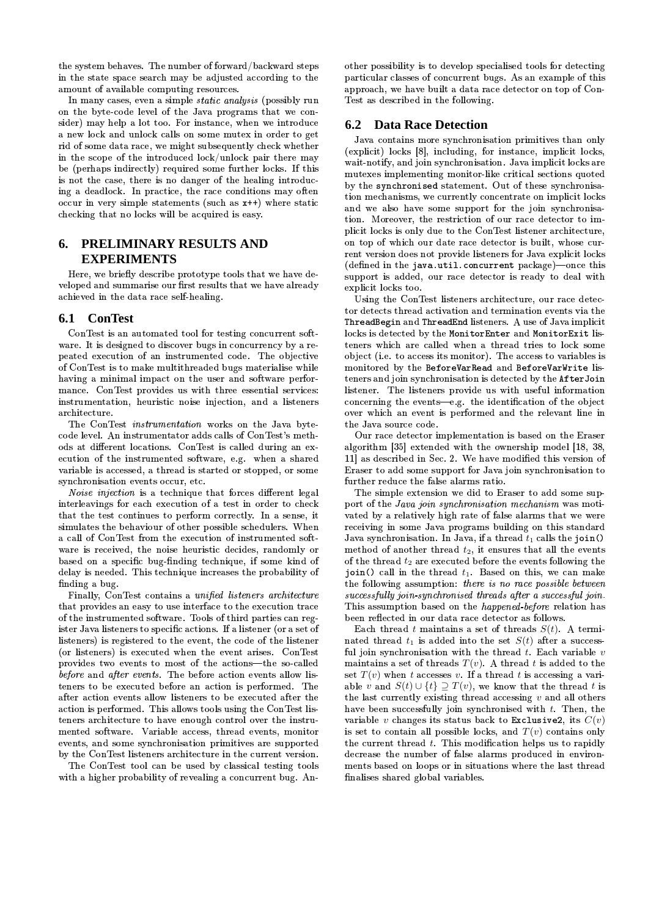the system behaves. The number of forward/backward steps in the state space search may be adjusted according to the amount of available computing resources.

In many cases, even a simple *static analysis* (possibly run on the byte-code level of the Java programs that we consider) may help a lot too. For instance, when we introduce a new lock and unlock calls on some mutex in order to get rid of some data race, we might subsequently check whether in the scope of the introduced lock/unlock pair there may be (perhaps indirectly) required some further locks. If this is not the case, there is no danger of the healing introducing a deadlock. In practice, the race conditions may often occur in very simple statements (such as `x++`) where static checking that no locks will be acquired is easy.

## 6. PRELIMINARY RESULTS AND EXPERIMENTS

Here, we briefly describe prototype tools that we have developed and summarise our first results that we have already achieved in the data race self-healing.

### 6.1 ConTest

ConTest is an automated tool for testing concurrent software. It is designed to discover bugs in concurrency by a repeated execution of an instrumented code. The objective of ConTest is to make multithreaded bugs materialise while having a minimal impact on the user and software performance. ConTest provides us with three essential services: instrumentation, heuristic noise injection, and a listeners architecture.

The ConTest *instrumentation* works on the Java bytecode level. An instrumentator adds calls of ConTest's methods at different locations. ConTest is called during an execution of the instrumented software, e.g. when a shared variable is accessed, a thread is started or stopped, or some synchronisation events occur, etc.

*Noise injection* is a technique that forces different legal interleavings for each execution of a test in order to check that the test continues to perform correctly. In a sense, it simulates the behaviour of other possible schedulers. When a call of ConTest from the execution of instrumented software is received, the noise heuristic decides, randomly or based on a specific bug-finding technique, if some kind of delay is needed. This technique increases the probability of finding a bug.

Finally, ConTest contains a *unified listeners architecture* that provides an easy to use interface to the execution trace of the instrumented software. Tools of third parties can register Java listeners to specific actions. If a listener (or a set of listeners) is registered to the event, the code of the listener (or listeners) is executed when the event arises. ConTest provides two events to most of the actions—the so-called *before* and *after events*. The before action events allow listeners to be executed before an action is performed. The after action events allow listeners to be executed after the action is performed. This allows tools using the ConTest listeners architecture to have enough control over the instrumented software. Variable access, thread events, monitor events, and some synchronisation primitives are supported by the ConTest listeners architecture in the current version.

The ConTest tool can be used by classical testing tools with a higher probability of revealing a concurrent bug. Another possibility is to develop specialised tools for detecting particular classes of concurrent bugs. As an example of this approach, we have built a data race detector on top of ConTest as described in the following.

### 6.2 Data Race Detection

Java contains more synchronisation primitives than only (explicit) locks [8], including, for instance, implicit locks, wait-notify, and join synchronisation. Java implicit locks are mutexes implementing monitor-like critical sections quoted by the `synchronised` statement. Out of these synchronisation mechanisms, we currently concentrate on implicit locks and we also have some support for the join synchronisation. Moreover, the restriction of our race detector to implicit locks is only due to the ConTest listener architecture, on top of which our date race detector is built, whose current version does not provide listeners for Java explicit locks (defined in the `java.util.concurrent` package)—once this support is added, our race detector is ready to deal with explicit locks too.

Using the ConTest listeners architecture, our race detector detects thread activation and termination events via the `ThreadBegin` and `ThreadEnd` listeners. A use of Java implicit locks is detected by the `MonitorEnter` and `MonitorExit` listeners which are called when a thread tries to lock some object (i.e. to access its monitor). The access to variables is monitored by the `BeforeVarRead` and `BeforeVarWrite` listeners and join synchronisation is detected by the `AfterJoin` listener. The listeners provide us with useful information concerning the events—e.g. the identification of the object over which an event is performed and the relevant line in the Java source code.

Our race detector implementation is based on the Eraser algorithm [35] extended with the ownership model [18, 38, 11] as described in Sec. 2. We have modified this version of Eraser to add some support for Java join synchronisation to further reduce the false alarms ratio.

The simple extension we did to Eraser to add some support of the *Java join synchronisation mechanism* was motivated by a relatively high rate of false alarms that we were receiving in some Java programs building on this standard Java synchronisation. In Java, if a thread $t_1$ calls the `join()` method of another thread $t_2$, it ensures that all the events of the thread $t_2$ are executed before the events following the `join()` call in the thread $t_1$. Based on this, we can make the following assumption: *there is no race possible between successfully join-synchronised threads after a successful join.* This assumption based on the *happened-before* relation has been reflected in our data race detector as follows.

Each thread $t$ maintains a set of threads $S(t)$. A terminated thread $t_1$ is added into the set $S(t)$ after a successful join synchronisation with the thread $t$. Each variable $v$ maintains a set of threads $T(v)$. A thread $t$ is added to the set $T(v)$ when $t$ accesses $v$. If a thread $t$ is accessing a variable $v$ and $S(t) \cup \{t\} \supseteq T(v)$, we know that the thread $t$ is the last currently existing thread accessing $v$ and all others have been successfully join synchronised with $t$. Then, the variable $v$ changes its status back to `Exclusive2`, its $C(v)$ is set to contain all possible locks, and $T(v)$ contains only the current thread $t$. This modification helps us to rapidly decrease the number of false alarms produced in environments based on loops or in situations where the last thread finalises shared global variables.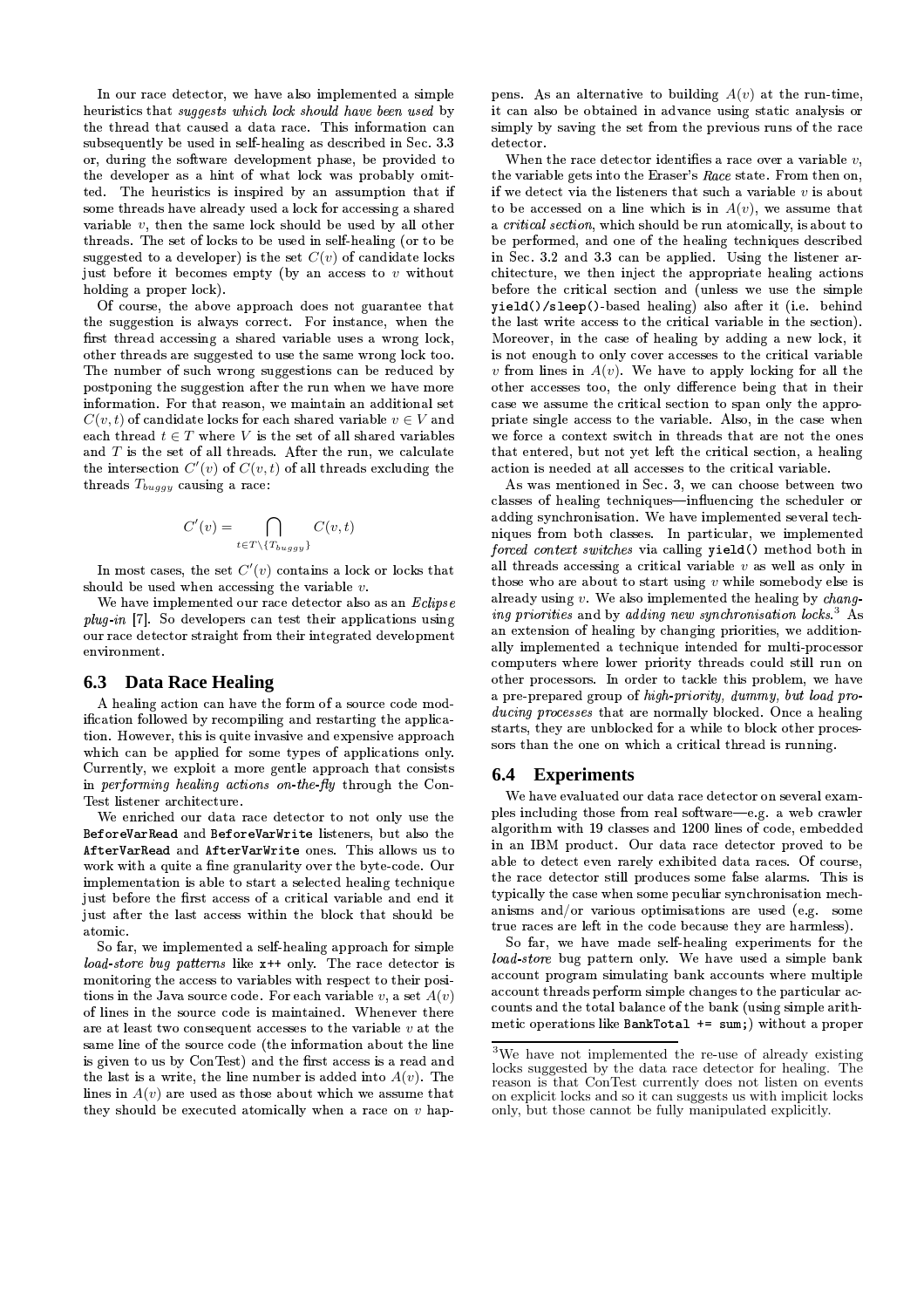In our race detector, we have also implemented a simple heuristics that *suggests which lock should have been used* by the thread that caused a data race. This information can subsequently be used in self-healing as described in Sec. 3.3 or, during the software development phase, be provided to the developer as a hint of what lock was probably omitted. The heuristics is inspired by an assumption that if some threads have already used a lock for accessing a shared variable $v$, then the same lock should be used by all other threads. The set of locks to be used in self-healing (or to be suggested to a developer) is the set $C(v)$ of candidate locks just before it becomes empty (by an access to $v$ without holding a proper lock).

Of course, the above approach does not guarantee that the suggestion is always correct. For instance, when the first thread accessing a shared variable uses a wrong lock, other threads are suggested to use the same wrong lock too. The number of such wrong suggestions can be reduced by postponing the suggestion after the run when we have more information. For that reason, we maintain an additional set $C(v, t)$ of candidate locks for each shared variable $v \in V$ and each thread $t \in T$ where $V$ is the set of all shared variables and $T$ is the set of all threads. After the run, we calculate the intersection $C'(v)$ of $C(v, t)$ of all threads excluding the threads $T_{buggy}$ causing a race:

$$C'(v) = \bigcap_{t \in T \setminus \{T_{buggy}\}} C(v, t)$$

In most cases, the set $C'(v)$ contains a lock or locks that should be used when accessing the variable $v$.

We have implemented our race detector also as an *Eclipse plug-in* [7]. So developers can test their applications using our race detector straight from their integrated development environment.

## 6.3 Data Race Healing

A healing action can have the form of a source code modification followed by recompiling and restarting the application. However, this is quite invasive and expensive approach which can be applied for some types of applications only. Currently, we exploit a more gentle approach that consists in *performing healing actions on-the-fly* through the ConTest listener architecture.

We enriched our data race detector to not only use the `BeforeVarRead` and `BeforeVarWrite` listeners, but also the `AfterVarRead` and `AfterVarWrite` ones. This allows us to work with a quite a fine granularity over the byte-code. Our implementation is able to start a selected healing technique just before the first access of a critical variable and end it just after the last access within the block that should be atomic.

So far, we implemented a self-healing approach for simple *load-store bug patterns* like `x++` only. The race detector is monitoring the access to variables with respect to their positions in the Java source code. For each variable $v$, a set $A(v)$ of lines in the source code is maintained. Whenever there are at least two consequent accesses to the variable $v$ at the same line of the source code (the information about the line is given to us by ConTest) and the first access is a read and the last is a write, the line number is added into $A(v)$. The lines in $A(v)$ are used as those about which we assume that they should be executed atomically when a race on $v$ happens. As an alternative to building $A(v)$ at the run-time, it can also be obtained in advance using static analysis or simply by saving the set from the previous runs of the race detector.

When the race detector identifies a race over a variable $v$, the variable gets into the Eraser's *Race* state. From then on, if we detect via the listeners that such a variable $v$ is about to be accessed on a line which is in $A(v)$, we assume that a *critical section*, which should be run atomically, is about to be performed, and one of the healing techniques described in Sec. 3.2 and 3.3 can be applied. Using the listener architecture, we then inject the appropriate healing actions before the critical section and (unless we use the simple `yield()/sleep()`-based healing) also after it (i.e. behind the last write access to the critical variable in the section). Moreover, in the case of healing by adding a new lock, it is not enough to only cover accesses to the critical variable $v$ from lines in $A(v)$. We have to apply locking for all the other accesses too, the only difference being that in their case we assume the critical section to span only the appropriate single access to the variable. Also, in the case when we force a context switch in threads that are not the ones that entered, but not yet left the critical section, a healing action is needed at all accesses to the critical variable.

As was mentioned in Sec. 3, we can choose between two classes of healing techniques—influencing the scheduler or adding synchronisation. We have implemented several techniques from both classes. In particular, we implemented *forced context switches* via calling `yield()` method both in all threads accessing a critical variable $v$ as well as only in those who are about to start using $v$ while somebody else is already using $v$. We also implemented the healing by *changing priorities* and by *adding new synchronisation locks*.[3] As an extension of healing by changing priorities, we additionally implemented a technique intended for multi-processor computers where lower priority threads could still run on other processors. In order to tackle this problem, we have a pre-prepared group of *high-priority, dummy, but load producing processes* that are normally blocked. Once a healing starts, they are unblocked for a while to block other processors than the one on which a critical thread is running.

## 6.4 Experiments

We have evaluated our data race detector on several examples including those from real software—e.g. a web crawler algorithm with 19 classes and 1200 lines of code, embedded in an IBM product. Our data race detector proved to be able to detect even rarely exhibited data races. Of course, the race detector still produces some false alarms. This is typically the case when some peculiar synchronisation mechanisms and/or various optimisations are used (e.g. some true races are left in the code because they are harmless).

So far, we have made self-healing experiments for the *load-store* bug pattern only. We have used a simple bank account program simulating bank accounts where multiple account threads perform simple changes to the particular accounts and the total balance of the bank (using simple arithmetic operations like `BankTotal += sum;`) without a proper

[3] We have not implemented the re-use of already existing locks suggested by the data race detector for healing. The reason is that ConTest currently does not listen on events on explicit locks and so it can suggests us with implicit locks only, but those cannot be fully manipulated explicitly.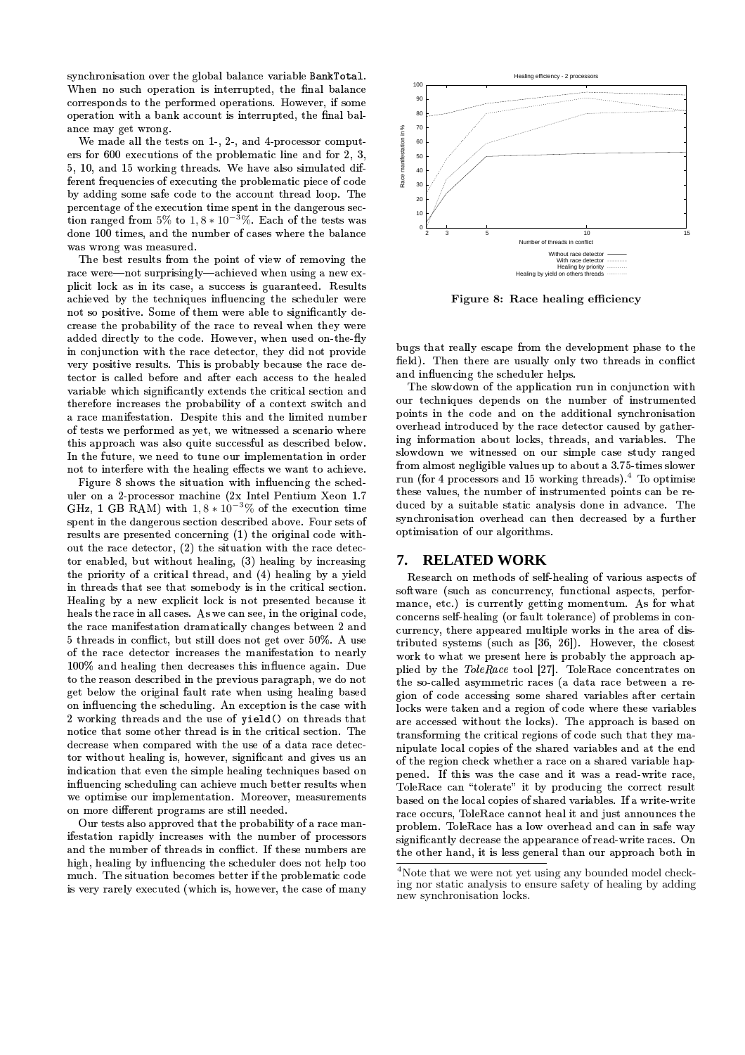synchronisation over the global balance variable `BankTotal`. When no such operation is interrupted, the final balance corresponds to the performed operations. However, if some operation with a bank account is interrupted, the final balance may get wrong.

We made all the tests on 1-, 2-, and 4-processor computers for 600 executions of the problematic line and for 2, 3, 5, 10, and 15 working threads. We have also simulated different frequencies of executing the problematic piece of code by adding some safe code to the account thread loop. The percentage of the execution time spent in the dangerous section ranged from 5% to $1,8*10^{-3}$%. Each of the tests was done 100 times, and the number of cases where the balance was wrong was measured.

The best results from the point of view of removing the race were—not surprisingly—achieved when using a new explicit lock as in its case, a success is guaranteed. Results achieved by the techniques influencing the scheduler were not so positive. Some of them were able to significantly decrease the probability of the race to reveal when they were added directly to the code. However, when used on-the-fly in conjunction with the race detector, they did not provide very positive results. This is probably because the race detector is called before and after each access to the healed variable which significantly extends the critical section and therefore increases the probability of a context switch and a race manifestation. Despite this and the limited number of tests we performed as yet, we witnessed a scenario where this approach was also quite successful as described below. In the future, we need to tune our implementation in order not to interfere with the healing effects we want to achieve.

Figure 8 shows the situation with influencing the scheduler on a 2-processor machine (2x Intel Pentium Xeon 1.7 GHz, 1 GB RAM) with $1,8*10^{-3}$% of the execution time spent in the dangerous section described above. Four sets of results are presented concerning (1) the original code without the race detector, (2) the situation with the race detector enabled, but without healing, (3) healing by increasing the priority of a critical thread, and (4) healing by a yield in threads that see that somebody is in the critical section. Healing by a new explicit lock is not presented because it heals the race in all cases. As we can see, in the original code, the race manifestation dramatically changes between 2 and 5 threads in conflict, but still does not get over 50%. A use of the race detector increases the manifestation to nearly 100% and healing then decreases this influence again. Due to the reason described in the previous paragraph, we do not get below the original fault rate when using healing based on influencing the scheduling. An exception is the case with 2 working threads and the use of `yield()` on threads that notice that some other thread is in the critical section. The decrease when compared with the use of a data race detector without healing is, however, significant and gives us an indication that even the simple healing techniques based on influencing scheduling can achieve much better results when we optimise our implementation. Moreover, measurements on more different programs are still needed.

Our tests also approved that the probability of a race manifestation rapidly increases with the number of processors and the number of threads in conflict. If these numbers are high, healing by influencing the scheduler does not help too much. The situation becomes better if the problematic code is very rarely executed (which is, however, the case of many bugs that really escape from the development phase to the field). Then there are usually only two threads in conflict and influencing the scheduler helps.

Healing efficiency - 2 processors

Race manifestation in %

0
10
20
30
40
50
60
70
80
90
100

2 3 5 10 15

Number of threads in conflict

Without race detector
With race detector
Healing by priority
Healing by yield on others threads

**Figure 8: Race healing efficiency**

The slowdown of the application run in conjunction with our techniques depends on the number of instrumented points in the code and on the additional synchronisation overhead introduced by the race detector caused by gathering information about locks, threads, and variables. The slowdown we witnessed on our simple case study ranged from almost negligible values up to about a 3.75-times slower run (for 4 processors and 15 working threads).[4] To optimise these values, the number of instrumented points can be reduced by a suitable static analysis done in advance. The synchronisation overhead can then decreased by a further optimisation of our algorithms.

## 7. RELATED WORK

Research on methods of self-healing of various aspects of software (such as concurrency, functional aspects, performance, etc.) is currently getting momentum. As for what concerns self-healing (or fault tolerance) of problems in concurrency, there appeared multiple works in the area of distributed systems (such as [36, 26]). However, the closest work to what we present here is probably the approach applied by the *ToleRace* tool [27]. ToleRace concentrates on the so-called asymmetric races (a data race between a region of code accessing some shared variables after certain locks were taken and a region of code where these variables are accessed without the locks). The approach is based on transforming the critical regions of code such that they manipulate local copies of the shared variables and at the end of the region check whether a race on a shared variable happened. If this was the case and it was a read-write race, ToleRace can "tolerate" it by producing the correct result based on the local copies of shared variables. If a write-write race occurs, ToleRace cannot heal it and just announces the problem. ToleRace has a low overhead and can in safe way significantly decrease the appearance of read-write races. On the other hand, it is less general than our approach both in

[4]Note that we were not yet using any bounded model checking nor static analysis to ensure safety of healing by adding new synchronisation locks.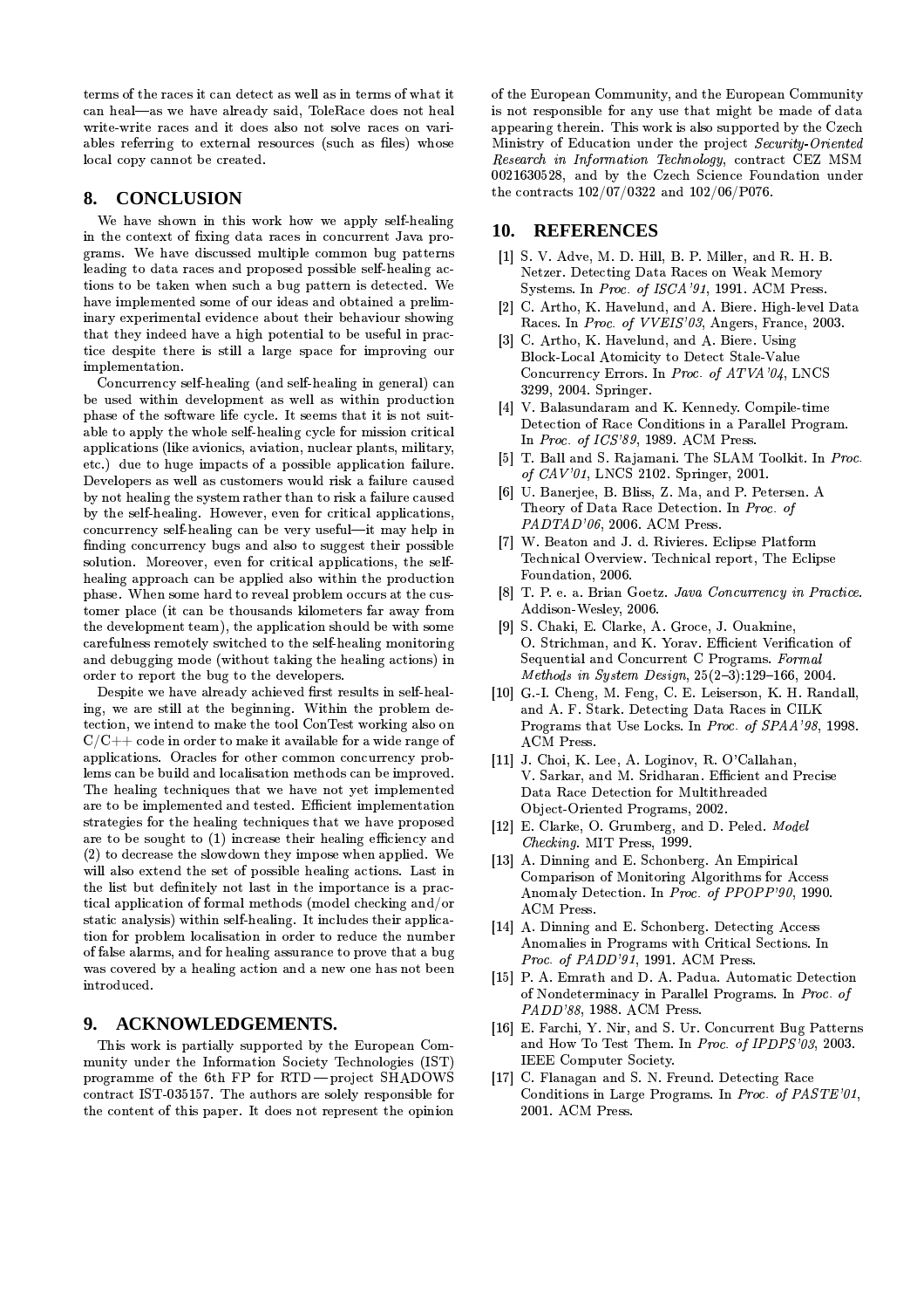terms of the races it can detect as well as in terms of what it can heal—as we have already said, ToleRace does not heal write-write races and it does also not solve races on variables referring to external resources (such as files) whose local copy cannot be created.

## 8. CONCLUSION

We have shown in this work how we apply self-healing in the context of fixing data races in concurrent Java programs. We have discussed multiple common bug patterns leading to data races and proposed possible self-healing actions to be taken when such a bug pattern is detected. We have implemented some of our ideas and obtained a preliminary experimental evidence about their behaviour showing that they indeed have a high potential to be useful in practice despite there is still a large space for improving our implementation.

Concurrency self-healing (and self-healing in general) can be used within development as well as within production phase of the software life cycle. It seems that it is not suitable to apply the whole self-healing cycle for mission critical applications (like avionics, aviation, nuclear plants, military, etc.) due to huge impacts of a possible application failure. Developers as well as customers would risk a failure caused by not healing the system rather than to risk a failure caused by the self-healing. However, even for critical applications, concurrency self-healing can be very useful—it may help in finding concurrency bugs and also to suggest their possible solution. Moreover, even for critical applications, the self-healing approach can be applied also within the production phase. When some hard to reveal problem occurs at the customer place (it can be thousands kilometers far away from the development team), the application should be with some carefulness remotely switched to the self-healing monitoring and debugging mode (without taking the healing actions) in order to report the bug to the developers.

Despite we have already achieved first results in self-healing, we are still at the beginning. Within the problem detection, we intend to make the tool ConTest working also on C/C++ code in order to make it available for a wide range of applications. Oracles for other common concurrency problems can be build and localisation methods can be improved. The healing techniques that we have not yet implemented are to be implemented and tested. Efficient implementation strategies for the healing techniques that we have proposed are to be sought to (1) increase their healing efficiency and (2) to decrease the slowdown they impose when applied. We will also extend the set of possible healing actions. Last in the list but definitely not last in the importance is a practical application of formal methods (model checking and/or static analysis) within self-healing. It includes their application for problem localisation in order to reduce the number of false alarms, and for healing assurance to prove that a bug was covered by a healing action and a new one has not been introduced.

## 9. ACKNOWLEDGEMENTS.

This work is partially supported by the European Community under the Information Society Technologies (IST) programme of the 6th FP for RTD — project SHADOWS contract IST-035157. The authors are solely responsible for the content of this paper. It does not represent the opinion of the European Community, and the European Community is not responsible for any use that might be made of data appearing therein. This work is also supported by the Czech Ministry of Education under the project *Security-Oriented Research in Information Technology*, contract CEZ MSM 0021630528, and by the Czech Science Foundation under the contracts 102/07/0322 and 102/06/P076.

## 10. REFERENCES

[1] S. V. Adve, M. D. Hill, B. P. Miller, and R. H. B. Netzer. Detecting Data Races on Weak Memory Systems. In *Proc. of ISCA'91*, 1991. ACM Press.

[2] C. Artho, K. Havelund, and A. Biere. High-level Data Races. In *Proc. of VVEIS'03*, Angers, France, 2003.

[3] C. Artho, K. Havelund, and A. Biere. Using Block-Local Atomicity to Detect Stale-Value Concurrency Errors. In *Proc. of ATVA'04*, LNCS 3299, 2004. Springer.

[4] V. Balasundaram and K. Kennedy. Compile-time Detection of Race Conditions in a Parallel Program. In *Proc. of ICS'89*, 1989. ACM Press.

[5] T. Ball and S. Rajamani. The SLAM Toolkit. In *Proc. of CAV'01*, LNCS 2102. Springer, 2001.

[6] U. Banerjee, B. Bliss, Z. Ma, and P. Petersen. A Theory of Data Race Detection. In *Proc. of PADTAD'06*, 2006. ACM Press.

[7] W. Beaton and J. d. Rivieres. Eclipse Platform Technical Overview. Technical report, The Eclipse Foundation, 2006.

[8] T. P. e. a. Brian Goetz. *Java Concurrency in Practice*. Addison-Wesley, 2006.

[9] S. Chaki, E. Clarke, A. Groce, J. Ouaknine, O. Strichman, and K. Yorav. Efficient Verification of Sequential and Concurrent C Programs. *Formal Methods in System Design*, 25(2–3):129–166, 2004.

[10] G.-I. Cheng, M. Feng, C. E. Leiserson, K. H. Randall, and A. F. Stark. Detecting Data Races in CILK Programs that Use Locks. In *Proc. of SPAA'98*, 1998. ACM Press.

[11] J. Choi, K. Lee, A. Loginov, R. O'Callahan, V. Sarkar, and M. Sridharan. Efficient and Precise Data Race Detection for Multithreaded Object-Oriented Programs, 2002.

[12] E. Clarke, O. Grumberg, and D. Peled. *Model Checking*. MIT Press, 1999.

[13] A. Dinning and E. Schonberg. An Empirical Comparison of Monitoring Algorithms for Access Anomaly Detection. In *Proc. of PPOPP'90*, 1990. ACM Press.

[14] A. Dinning and E. Schonberg. Detecting Access Anomalies in Programs with Critical Sections. In *Proc. of PADD'91*, 1991. ACM Press.

[15] P. A. Emrath and D. A. Padua. Automatic Detection of Nondeterminacy in Parallel Programs. In *Proc. of PADD'88*, 1988. ACM Press.

[16] E. Farchi, Y. Nir, and S. Ur. Concurrent Bug Patterns and How To Test Them. In *Proc. of IPDPS'03*, 2003. IEEE Computer Society.

[17] C. Flanagan and S. N. Freund. Detecting Race Conditions in Large Programs. In *Proc. of PASTE'01*, 2001. ACM Press.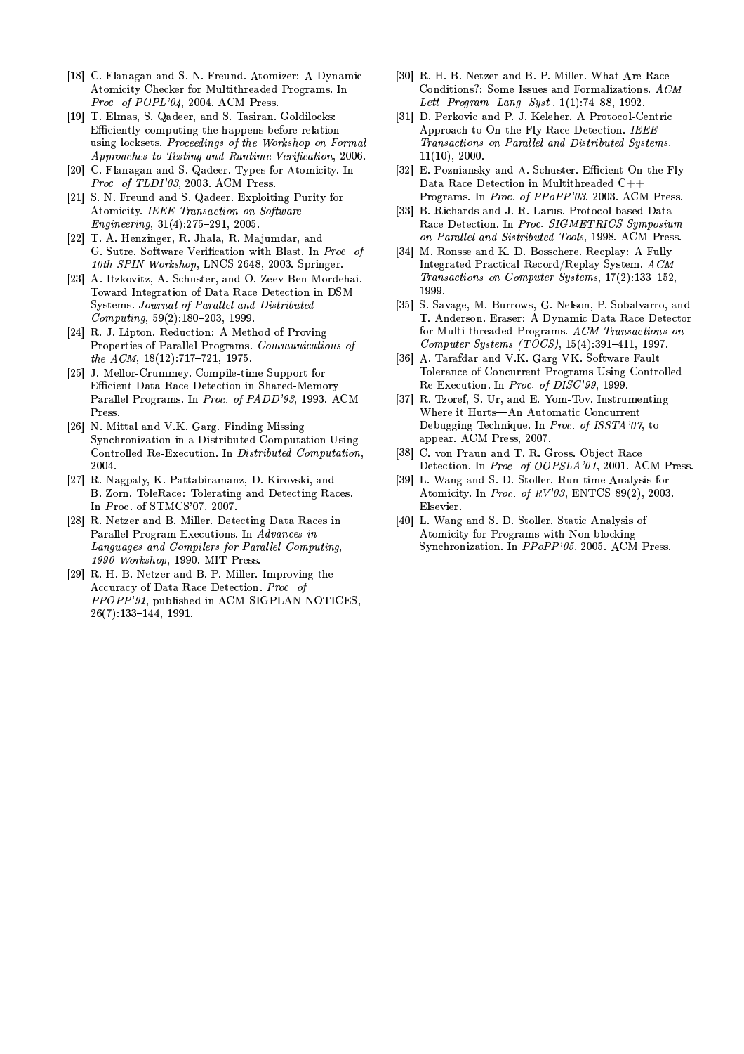[18] C. Flanagan and S. N. Freund. Atomizer: A Dynamic Atomicity Checker for Multithreaded Programs. In *Proc. of POPL'04*, 2004. ACM Press.

[19] T. Elmas, S. Qadeer, and S. Tasiran. Goldilocks: Efficiently computing the happens-before relation using locksets. *Proceedings of the Workshop on Formal Approaches to Testing and Runtime Verification*, 2006.

[20] C. Flanagan and S. Qadeer. Types for Atomicity. In *Proc. of TLDI'03*, 2003. ACM Press.

[21] S. N. Freund and S. Qadeer. Exploiting Purity for Atomicity. *IEEE Transaction on Software Engineering*, 31(4):275–291, 2005.

[22] T. A. Henzinger, R. Jhala, R. Majumdar, and G. Sutre. Software Verification with Blast. In *Proc. of 10th SPIN Workshop*, LNCS 2648, 2003. Springer.

[23] A. Itzkovitz, A. Schuster, and O. Zeev-Ben-Mordehai. Toward Integration of Data Race Detection in DSM Systems. *Journal of Parallel and Distributed Computing*, 59(2):180–203, 1999.

[24] R. J. Lipton. Reduction: A Method of Proving Properties of Parallel Programs. *Communications of the ACM*, 18(12):717–721, 1975.

[25] J. Mellor-Crummey. Compile-time Support for Efficient Data Race Detection in Shared-Memory Parallel Programs. In *Proc. of PADD'93*, 1993. ACM Press.

[26] N. Mittal and V.K. Garg. Finding Missing Synchronization in a Distributed Computation Using Controlled Re-Execution. In *Distributed Computation*, 2004.

[27] R. Nagpaly, K. Pattabiramanz, D. Kirovski, and B. Zorn. ToleRace: Tolerating and Detecting Races. In *Proc.* of STMCS'07, 2007.

[28] R. Netzer and B. Miller. Detecting Data Races in Parallel Program Executions. In *Advances in Languages and Compilers for Parallel Computing, 1990 Workshop*, 1990. MIT Press.

[29] R. H. B. Netzer and B. P. Miller. Improving the Accuracy of Data Race Detection. *Proc. of PPOPP'91*, published in ACM SIGPLAN NOTICES, 26(7):133–144, 1991.

[30] R. H. B. Netzer and B. P. Miller. What Are Race Conditions?: Some Issues and Formalizations. *ACM Lett. Program. Lang. Syst.*, 1(1):74–88, 1992.

[31] D. Perkovic and P. J. Keleher. A Protocol-Centric Approach to On-the-Fly Race Detection. *IEEE Transactions on Parallel and Distributed Systems*, 11(10), 2000.

[32] E. Pozniansky and A. Schuster. Efficient On-the-Fly Data Race Detection in Multithreaded C++ Programs. In *Proc. of PPoPP'03*, 2003. ACM Press.

[33] B. Richards and J. R. Larus. Protocol-based Data Race Detection. In *Proc. SIGMETRICS Symposium on Parallel and Sistributed Tools*, 1998. ACM Press.

[34] M. Ronsse and K. D. Bosschere. Recplay: A Fully Integrated Practical Record/Replay System. *ACM Transactions on Computer Systems*, 17(2):133–152, 1999.

[35] S. Savage, M. Burrows, G. Nelson, P. Sobalvarro, and T. Anderson. Eraser: A Dynamic Data Race Detector for Multi-threaded Programs. *ACM Transactions on Computer Systems (TOCS)*, 15(4):391–411, 1997.

[36] A. Tarafdar and V.K. Garg VK. Software Fault Tolerance of Concurrent Programs Using Controlled Re-Execution. In *Proc. of DISC'99*, 1999.

[37] R. Tzoref, S. Ur, and E. Yom-Tov. Instrumenting Where it Hurts—An Automatic Concurrent Debugging Technique. In *Proc. of ISSTA'07*, to appear. ACM Press, 2007.

[38] C. von Praun and T. R. Gross. Object Race Detection. In *Proc. of OOPSLA'01*, 2001. ACM Press.

[39] L. Wang and S. D. Stoller. Run-time Analysis for Atomicity. In *Proc. of RV'03*, ENTCS 89(2), 2003. Elsevier.

[40] L. Wang and S. D. Stoller. Static Analysis of Atomicity for Programs with Non-blocking Synchronization. In *PPoPP'05*, 2005. ACM Press.